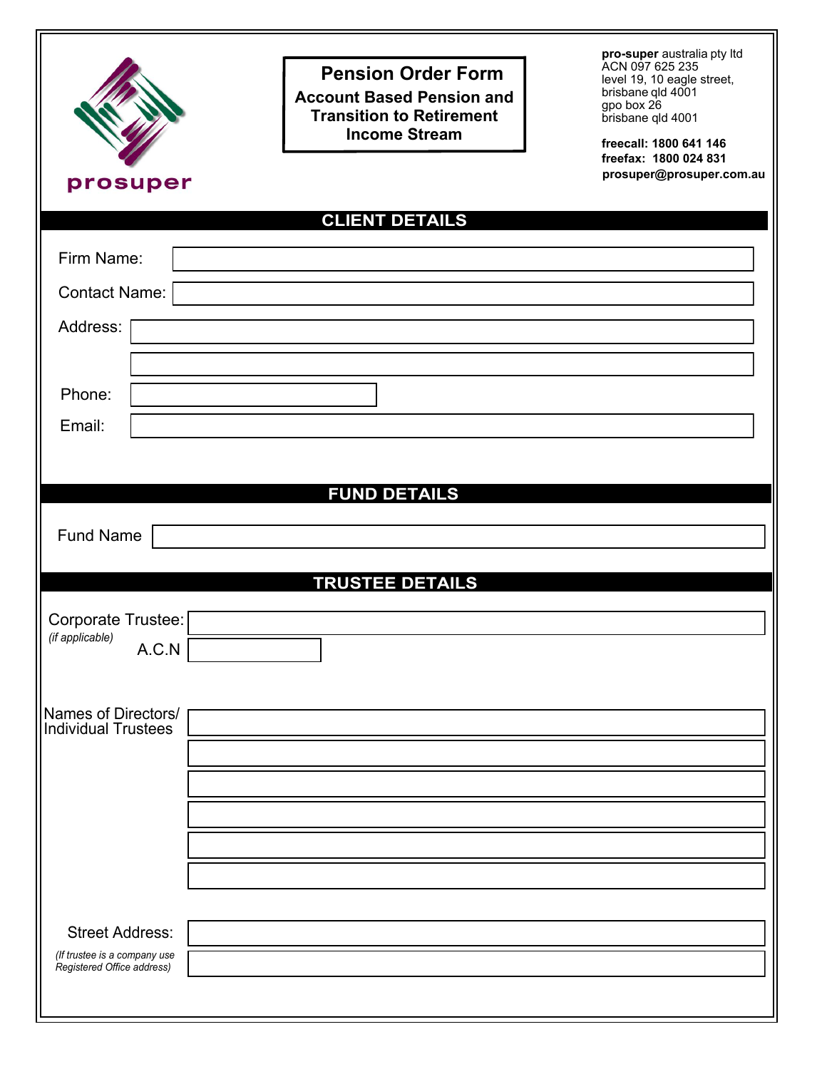prosuper

# Pension Order Form

**Account Based Pension and Transition to Retirement Income Stream**

**pro-super** australia pty ltd
ACN 097 625 235
level 19, 10 eagle street,
brisbane qld 4001
gpo box 26
brisbane qld 4001

**freecall: 1800 641 146**
**freefax: 1800 024 831**
**prosuper@prosuper.com.au**

## CLIENT DETAILS

Firm Name:

Contact Name:

Address:

Phone:

Email:

## FUND DETAILS

Fund Name

## TRUSTEE DETAILS

Corporate Trustee:
*(if applicable)*

A.C.N

Names of Directors/ Individual Trustees

Street Address:
*(If trustee is a company use Registered Office address)*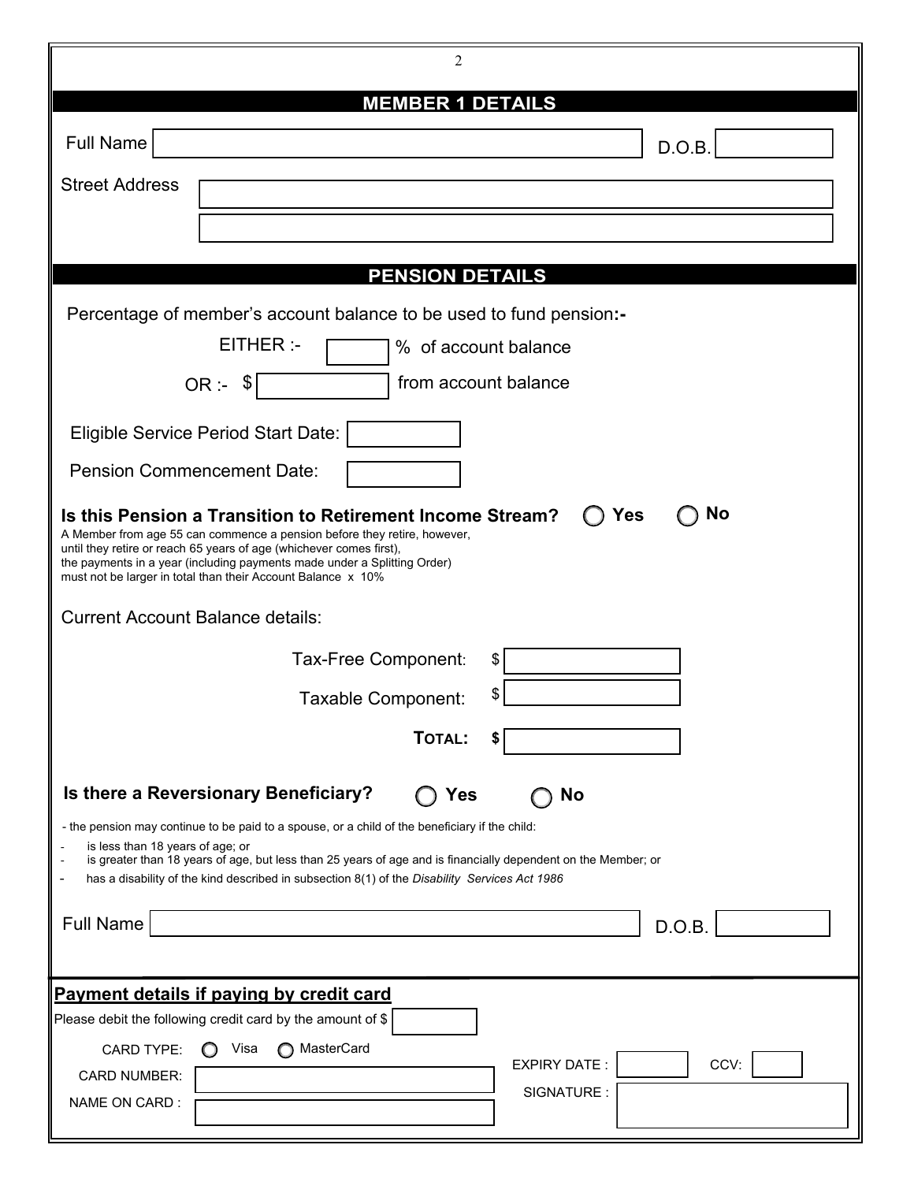## MEMBER 1 DETAILS

Full Name ______________________ D.O.B. __________

Street Address ______________________

______________________

## PENSION DETAILS

Percentage of member's account balance to be used to fund pension:-

EITHER :- ______ % of account balance

OR :- $ __________ from account balance

Eligible Service Period Start Date: __________

Pension Commencement Date: __________

**Is this Pension a Transition to Retirement Income Stream?** ◯ **Yes** ◯ **No**

A Member from age 55 can commence a pension before they retire, however, until they retire or reach 65 years of age (whichever comes first), the payments in a year (including payments made under a Splitting Order) must not be larger in total than their Account Balance x 10%

Current Account Balance details:

Tax-Free Component: $ __________

Taxable Component: $ __________

**TOTAL: $** __________

**Is there a Reversionary Beneficiary?** ◯ **Yes** ◯ **No**

- the pension may continue to be paid to a spouse, or a child of the beneficiary if the child:

- is less than 18 years of age; or
- is greater than 18 years of age, but less than 25 years of age and is financially dependent on the Member; or
- has a disability of the kind described in subsection 8(1) of the *Disability Services Act 1986*

Full Name ______________________ D.O.B. __________

**Payment details if paying by credit card**

Please debit the following credit card by the amount of $ __________

CARD TYPE: ◯ Visa ◯ MasterCard

CARD NUMBER: __________ EXPIRY DATE : __________ CCV: ______

NAME ON CARD : __________ SIGNATURE : __________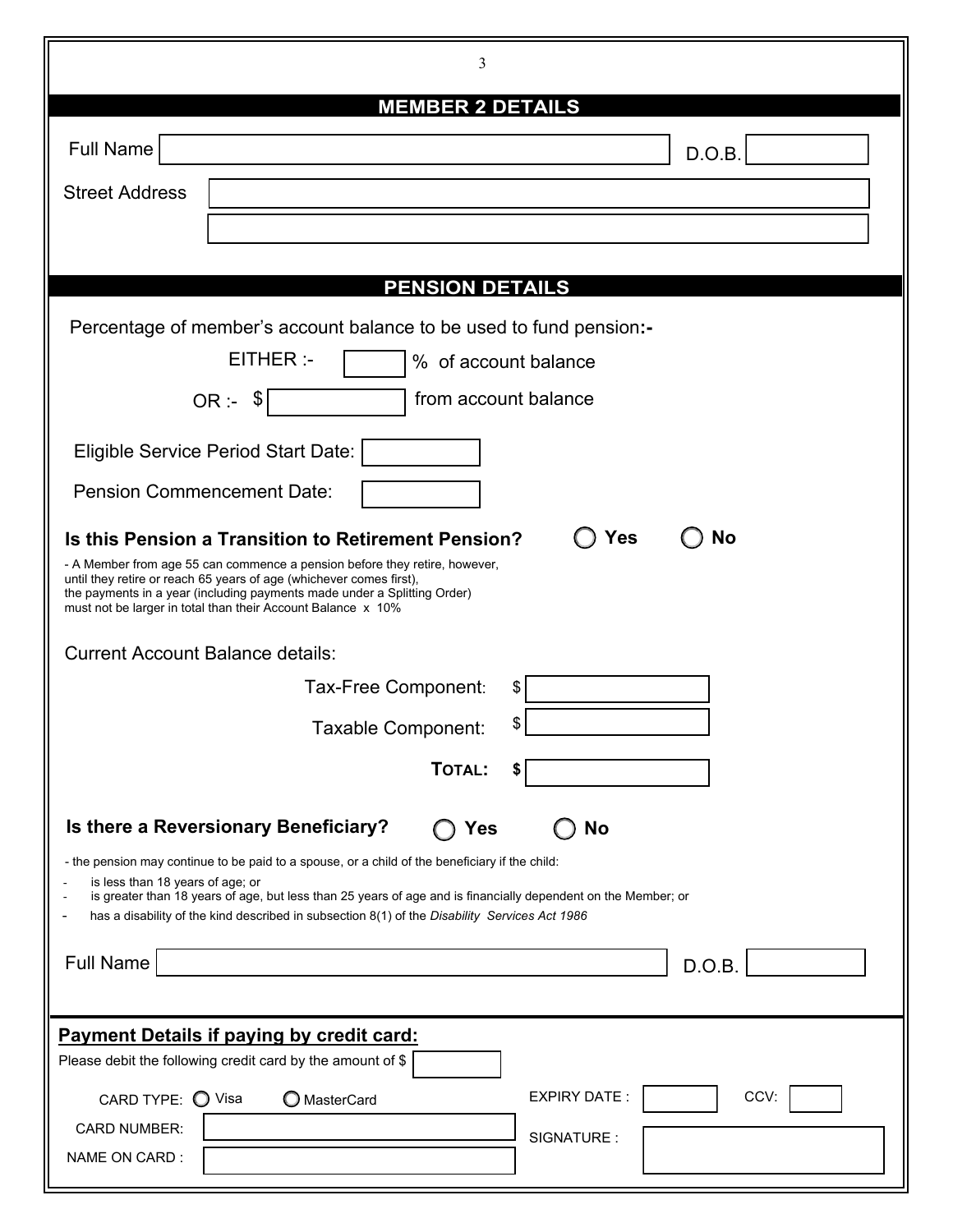## MEMBER 2 DETAILS

Full Name ____________________ D.O.B. __________

Street Address ____________________

____________________

## PENSION DETAILS

Percentage of member's account balance to be used to fund pension:-

EITHER :- ______ % of account balance

OR :- $ ______ from account balance

Eligible Service Period Start Date: __________

Pension Commencement Date: __________

**Is this Pension a Transition to Retirement Pension?** ◯ **Yes** ◯ **No**

- A Member from age 55 can commence a pension before they retire, however, until they retire or reach 65 years of age (whichever comes first), the payments in a year (including payments made under a Splitting Order) must not be larger in total than their Account Balance x 10%

Current Account Balance details:

Tax-Free Component: $ __________

Taxable Component: $ __________

**TOTAL: $** __________

**Is there a Reversionary Beneficiary?** ◯ **Yes** ◯ **No**

- the pension may continue to be paid to a spouse, or a child of the beneficiary if the child:

- is less than 18 years of age; or
- is greater than 18 years of age, but less than 25 years of age and is financially dependent on the Member; or
- has a disability of the kind described in subsection 8(1) of the *Disability Services Act 1986*

Full Name ____________________ D.O.B. __________

**Payment Details if paying by credit card:**

Please debit the following credit card by the amount of $ __________

CARD TYPE: ◯ Visa ◯ MasterCard

EXPIRY DATE : __________ CCV: ______

CARD NUMBER: ____________________

SIGNATURE : ____________________

NAME ON CARD : ____________________